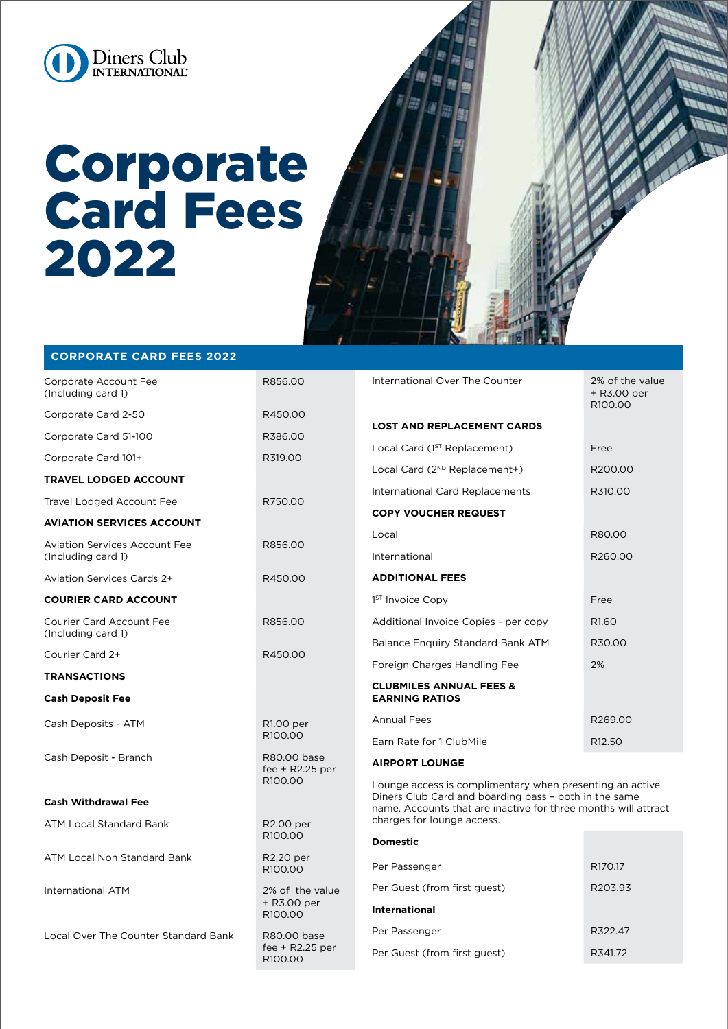Diners Club INTERNATIONAL

# Corporate Card Fees 2022

## CORPORATE CARD FEES 2022

| | |
|---|---|
| Corporate Account Fee (Including card 1) | R856.00 |
| Corporate Card 2-50 | R450.00 |
| Corporate Card 51-100 | R386.00 |
| Corporate Card 101+ | R319.00 |
| **TRAVEL LODGED ACCOUNT** | |
| Travel Lodged Account Fee | R750.00 |
| **AVIATION SERVICES ACCOUNT** | |
| Aviation Services Account Fee (Including card 1) | R856.00 |
| Aviation Services Cards 2+ | R450.00 |
| **COURIER CARD ACCOUNT** | |
| Courier Card Account Fee (Including card 1) | R856.00 |
| Courier Card 2+ | R450.00 |
| **TRANSACTIONS** | |
| **Cash Deposit Fee** | |
| Cash Deposits - ATM | R1.00 per R100.00 |
| Cash Deposit - Branch | R80.00 base fee + R2.25 per R100.00 |
| **Cash Withdrawal Fee** | |
| ATM Local Standard Bank | R2.00 per R100.00 |
| ATM Local Non Standard Bank | R2.20 per R100.00 |
| International ATM | 2% of the value + R3.00 per R100.00 |
| Local Over The Counter Standard Bank | R80.00 base fee + R2.25 per R100.00 |
| International Over The Counter | 2% of the value + R3.00 per R100.00 |
| **LOST AND REPLACEMENT CARDS** | |
| Local Card (1ST Replacement) | Free |
| Local Card (2ND Replacement+) | R200.00 |
| International Card Replacements | R310.00 |
| **COPY VOUCHER REQUEST** | |
| Local | R80.00 |
| International | R260.00 |
| **ADDITIONAL FEES** | |
| 1ST Invoice Copy | Free |
| Additional Invoice Copies - per copy | R1.60 |
| Balance Enquiry Standard Bank ATM | R30.00 |
| Foreign Charges Handling Fee | 2% |
| **CLUBMILES ANNUAL FEES & EARNING RATIOS** | |
| Annual Fees | R269.00 |
| Earn Rate for 1 ClubMile | R12.50 |

**AIRPORT LOUNGE**

Lounge access is complimentary when presenting an active Diners Club Card and boarding pass – both in the same name. Accounts that are inactive for three months will attract charges for lounge access.

| | |
|---|---|
| **Domestic** | |
| Per Passenger | R170.17 |
| Per Guest (from first guest) | R203.93 |
| **International** | |
| Per Passenger | R322.47 |
| Per Guest (from first guest) | R341.72 |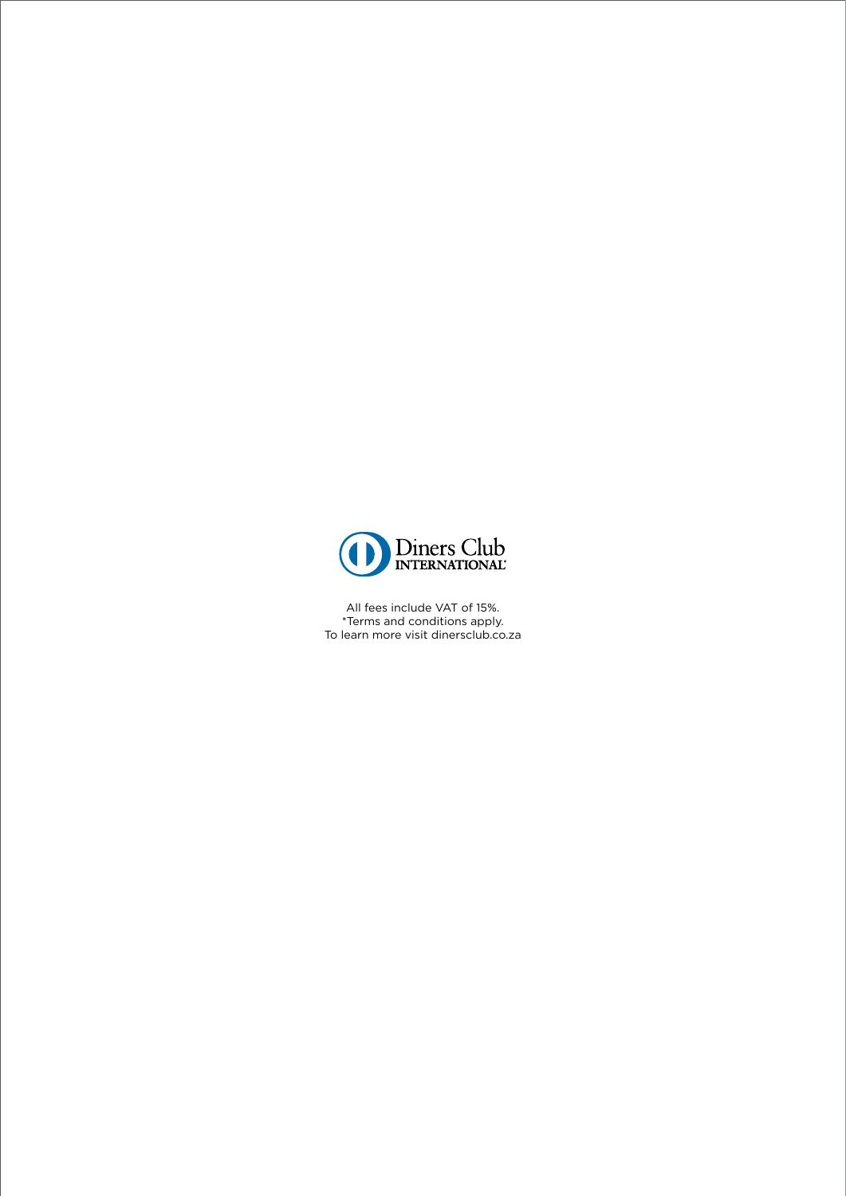Diners Club INTERNATIONAL

All fees include VAT of 15%.
*Terms and conditions apply.
To learn more visit dinersclub.co.za